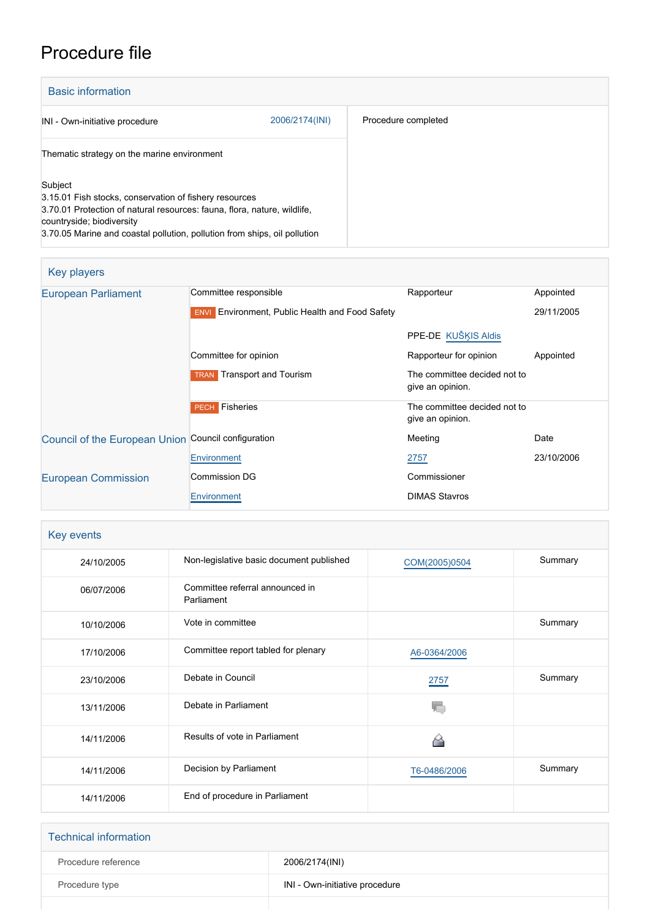# Procedure file

## Basic information

| | | |
|---|---|---|
| INI - Own-initiative procedure | 2006/2174(INI) | Procedure completed |
| Thematic strategy on the marine environment | | |
| Subject<br>3.15.01 Fish stocks, conservation of fishery resources<br>3.70.01 Protection of natural resources: fauna, flora, nature, wildlife, countryside; biodiversity<br>3.70.05 Marine and coastal pollution, pollution from ships, oil pollution | | |

## Key players

| | | | |
|---|---|---|---|
| European Parliament | Committee responsible | Rapporteur | Appointed |
| | ENVI Environment, Public Health and Food Safety | | 29/11/2005 |
| | | PPE-DE KUŠĶIS Aldis | |
| | Committee for opinion | Rapporteur for opinion | Appointed |
| | TRAN Transport and Tourism | The committee decided not to give an opinion. | |
| | PECH Fisheries | The committee decided not to give an opinion. | |
| Council of the European Union | Council configuration | Meeting | Date |
| | Environment | 2757 | 23/10/2006 |
| European Commission | Commission DG | Commissioner | |
| | Environment | DIMAS Stavros | |

## Key events

| | | | |
|---|---|---|---|
| 24/10/2005 | Non-legislative basic document published | COM(2005)0504 | Summary |
| 06/07/2006 | Committee referral announced in Parliament | | |
| 10/10/2006 | Vote in committee | | Summary |
| 17/10/2006 | Committee report tabled for plenary | A6-0364/2006 | |
| 23/10/2006 | Debate in Council | 2757 | Summary |
| 13/11/2006 | Debate in Parliament | | |
| 14/11/2006 | Results of vote in Parliament | | |
| 14/11/2006 | Decision by Parliament | T6-0486/2006 | Summary |
| 14/11/2006 | End of procedure in Parliament | | |

## Technical information

| | |
|---|---|
| Procedure reference | 2006/2174(INI) |
| Procedure type | INI - Own-initiative procedure |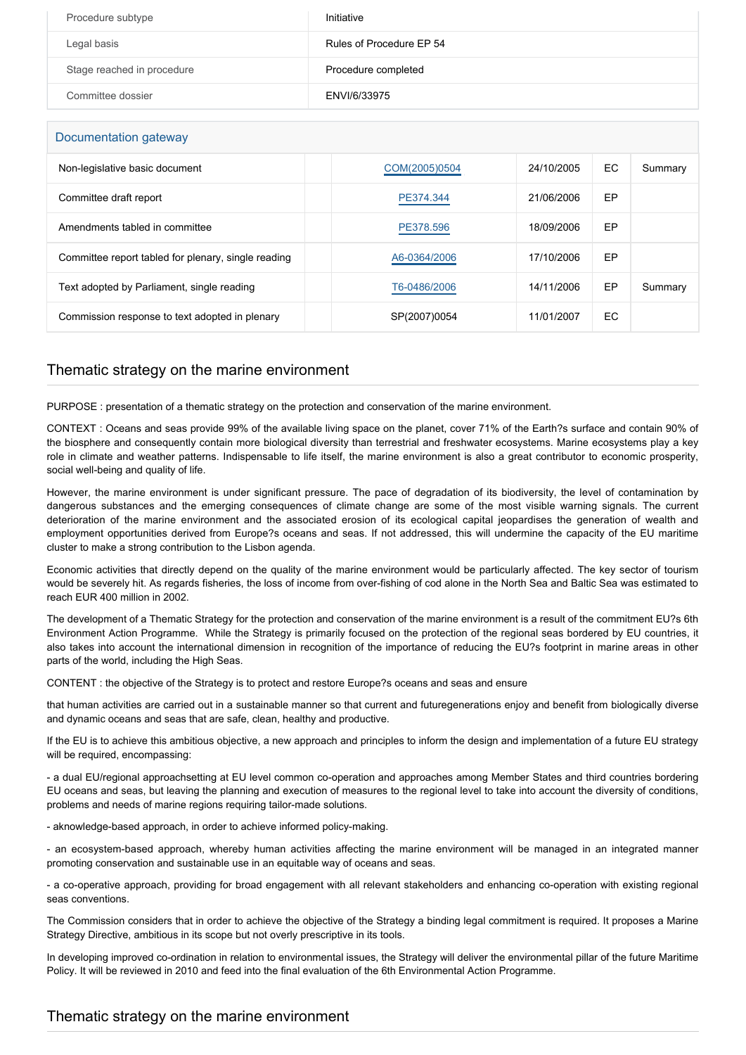| Procedure subtype | Initiative |
| --- | --- |
| Legal basis | Rules of Procedure EP 54 |
| Stage reached in procedure | Procedure completed |
| Committee dossier | ENVI/6/33975 |

## Documentation gateway

| Document | | Reference | Date | Source | Summary |
| --- | --- | --- | --- | --- | --- |
| Non-legislative basic document | | COM(2005)0504 | 24/10/2005 | EC | Summary |
| Committee draft report | | PE374.344 | 21/06/2006 | EP | |
| Amendments tabled in committee | | PE378.596 | 18/09/2006 | EP | |
| Committee report tabled for plenary, single reading | | A6-0364/2006 | 17/10/2006 | EP | |
| Text adopted by Parliament, single reading | | T6-0486/2006 | 14/11/2006 | EP | Summary |
| Commission response to text adopted in plenary | | SP(2007)0054 | 11/01/2007 | EC | |

## Thematic strategy on the marine environment

PURPOSE : presentation of a thematic strategy on the protection and conservation of the marine environment.

CONTEXT : Oceans and seas provide 99% of the available living space on the planet, cover 71% of the Earth?s surface and contain 90% of the biosphere and consequently contain more biological diversity than terrestrial and freshwater ecosystems. Marine ecosystems play a key role in climate and weather patterns. Indispensable to life itself, the marine environment is also a great contributor to economic prosperity, social well-being and quality of life.

However, the marine environment is under significant pressure. The pace of degradation of its biodiversity, the level of contamination by dangerous substances and the emerging consequences of climate change are some of the most visible warning signals. The current deterioration of the marine environment and the associated erosion of its ecological capital jeopardises the generation of wealth and employment opportunities derived from Europe?s oceans and seas. If not addressed, this will undermine the capacity of the EU maritime cluster to make a strong contribution to the Lisbon agenda.

Economic activities that directly depend on the quality of the marine environment would be particularly affected. The key sector of tourism would be severely hit. As regards fisheries, the loss of income from over-fishing of cod alone in the North Sea and Baltic Sea was estimated to reach EUR 400 million in 2002.

The development of a Thematic Strategy for the protection and conservation of the marine environment is a result of the commitment EU?s 6th Environment Action Programme. While the Strategy is primarily focused on the protection of the regional seas bordered by EU countries, it also takes into account the international dimension in recognition of the importance of reducing the EU?s footprint in marine areas in other parts of the world, including the High Seas.

CONTENT : the objective of the Strategy is to protect and restore Europe?s oceans and seas and ensure

that human activities are carried out in a sustainable manner so that current and futuregenerations enjoy and benefit from biologically diverse and dynamic oceans and seas that are safe, clean, healthy and productive.

If the EU is to achieve this ambitious objective, a new approach and principles to inform the design and implementation of a future EU strategy will be required, encompassing:

- a dual EU/regional approachsetting at EU level common co-operation and approaches among Member States and third countries bordering EU oceans and seas, but leaving the planning and execution of measures to the regional level to take into account the diversity of conditions, problems and needs of marine regions requiring tailor-made solutions.

- aknowledge-based approach, in order to achieve informed policy-making.

- an ecosystem-based approach, whereby human activities affecting the marine environment will be managed in an integrated manner promoting conservation and sustainable use in an equitable way of oceans and seas.

- a co-operative approach, providing for broad engagement with all relevant stakeholders and enhancing co-operation with existing regional seas conventions.

The Commission considers that in order to achieve the objective of the Strategy a binding legal commitment is required. It proposes a Marine Strategy Directive, ambitious in its scope but not overly prescriptive in its tools.

In developing improved co-ordination in relation to environmental issues, the Strategy will deliver the environmental pillar of the future Maritime Policy. It will be reviewed in 2010 and feed into the final evaluation of the 6th Environmental Action Programme.

## Thematic strategy on the marine environment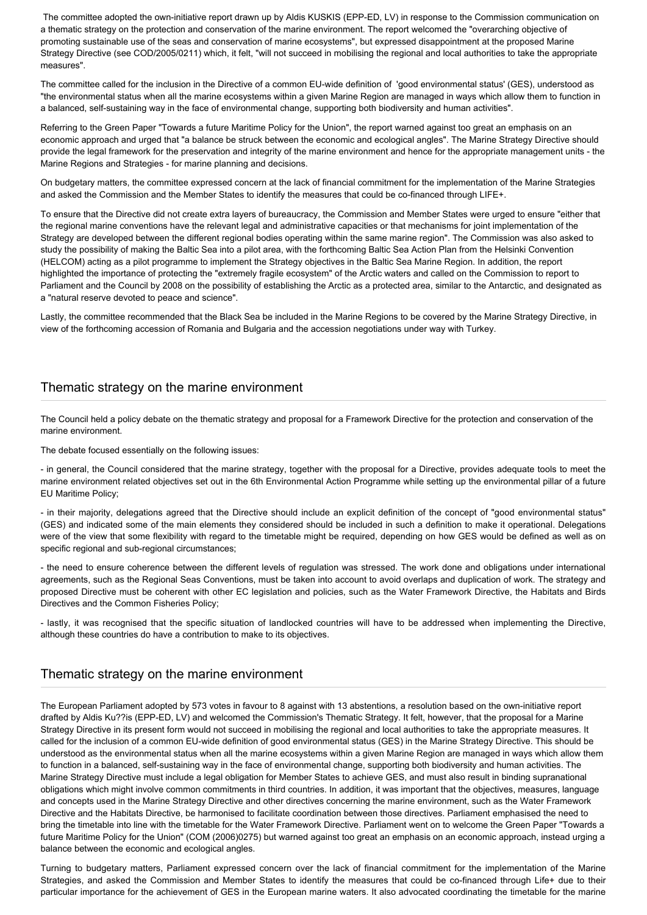The committee adopted the own-initiative report drawn up by Aldis KUSKIS (EPP-ED, LV) in response to the Commission communication on a thematic strategy on the protection and conservation of the marine environment. The report welcomed the "overarching objective of promoting sustainable use of the seas and conservation of marine ecosystems", but expressed disappointment at the proposed Marine Strategy Directive (see COD/2005/0211) which, it felt, "will not succeed in mobilising the regional and local authorities to take the appropriate measures".

The committee called for the inclusion in the Directive of a common EU-wide definition of 'good environmental status' (GES), understood as "the environmental status when all the marine ecosystems within a given Marine Region are managed in ways which allow them to function in a balanced, self-sustaining way in the face of environmental change, supporting both biodiversity and human activities".

Referring to the Green Paper "Towards a future Maritime Policy for the Union", the report warned against too great an emphasis on an economic approach and urged that "a balance be struck between the economic and ecological angles". The Marine Strategy Directive should provide the legal framework for the preservation and integrity of the marine environment and hence for the appropriate management units - the Marine Regions and Strategies - for marine planning and decisions.

On budgetary matters, the committee expressed concern at the lack of financial commitment for the implementation of the Marine Strategies and asked the Commission and the Member States to identify the measures that could be co-financed through LIFE+.

To ensure that the Directive did not create extra layers of bureaucracy, the Commission and Member States were urged to ensure "either that the regional marine conventions have the relevant legal and administrative capacities or that mechanisms for joint implementation of the Strategy are developed between the different regional bodies operating within the same marine region". The Commission was also asked to study the possibility of making the Baltic Sea into a pilot area, with the forthcoming Baltic Sea Action Plan from the Helsinki Convention (HELCOM) acting as a pilot programme to implement the Strategy objectives in the Baltic Sea Marine Region. In addition, the report highlighted the importance of protecting the "extremely fragile ecosystem" of the Arctic waters and called on the Commission to report to Parliament and the Council by 2008 on the possibility of establishing the Arctic as a protected area, similar to the Antarctic, and designated as a "natural reserve devoted to peace and science".

Lastly, the committee recommended that the Black Sea be included in the Marine Regions to be covered by the Marine Strategy Directive, in view of the forthcoming accession of Romania and Bulgaria and the accession negotiations under way with Turkey.

## Thematic strategy on the marine environment

The Council held a policy debate on the thematic strategy and proposal for a Framework Directive for the protection and conservation of the marine environment.

The debate focused essentially on the following issues:

- in general, the Council considered that the marine strategy, together with the proposal for a Directive, provides adequate tools to meet the marine environment related objectives set out in the 6th Environmental Action Programme while setting up the environmental pillar of a future EU Maritime Policy;

- in their majority, delegations agreed that the Directive should include an explicit definition of the concept of "good environmental status" (GES) and indicated some of the main elements they considered should be included in such a definition to make it operational. Delegations were of the view that some flexibility with regard to the timetable might be required, depending on how GES would be defined as well as on specific regional and sub-regional circumstances;

- the need to ensure coherence between the different levels of regulation was stressed. The work done and obligations under international agreements, such as the Regional Seas Conventions, must be taken into account to avoid overlaps and duplication of work. The strategy and proposed Directive must be coherent with other EC legislation and policies, such as the Water Framework Directive, the Habitats and Birds Directives and the Common Fisheries Policy;

- lastly, it was recognised that the specific situation of landlocked countries will have to be addressed when implementing the Directive, although these countries do have a contribution to make to its objectives.

## Thematic strategy on the marine environment

The European Parliament adopted by 573 votes in favour to 8 against with 13 abstentions, a resolution based on the own-initiative report drafted by Aldis Ku??is (EPP-ED, LV) and welcomed the Commission's Thematic Strategy. It felt, however, that the proposal for a Marine Strategy Directive in its present form would not succeed in mobilising the regional and local authorities to take the appropriate measures. It called for the inclusion of a common EU-wide definition of good environmental status (GES) in the Marine Strategy Directive. This should be understood as the environmental status when all the marine ecosystems within a given Marine Region are managed in ways which allow them to function in a balanced, self-sustaining way in the face of environmental change, supporting both biodiversity and human activities. The Marine Strategy Directive must include a legal obligation for Member States to achieve GES, and must also result in binding supranational obligations which might involve common commitments in third countries. In addition, it was important that the objectives, measures, language and concepts used in the Marine Strategy Directive and other directives concerning the marine environment, such as the Water Framework Directive and the Habitats Directive, be harmonised to facilitate coordination between those directives. Parliament emphasised the need to bring the timetable into line with the timetable for the Water Framework Directive. Parliament went on to welcome the Green Paper "Towards a future Maritime Policy for the Union" (COM (2006)0275) but warned against too great an emphasis on an economic approach, instead urging a balance between the economic and ecological angles.

Turning to budgetary matters, Parliament expressed concern over the lack of financial commitment for the implementation of the Marine Strategies, and asked the Commission and Member States to identify the measures that could be co-financed through Life+ due to their particular importance for the achievement of GES in the European marine waters. It also advocated coordinating the timetable for the marine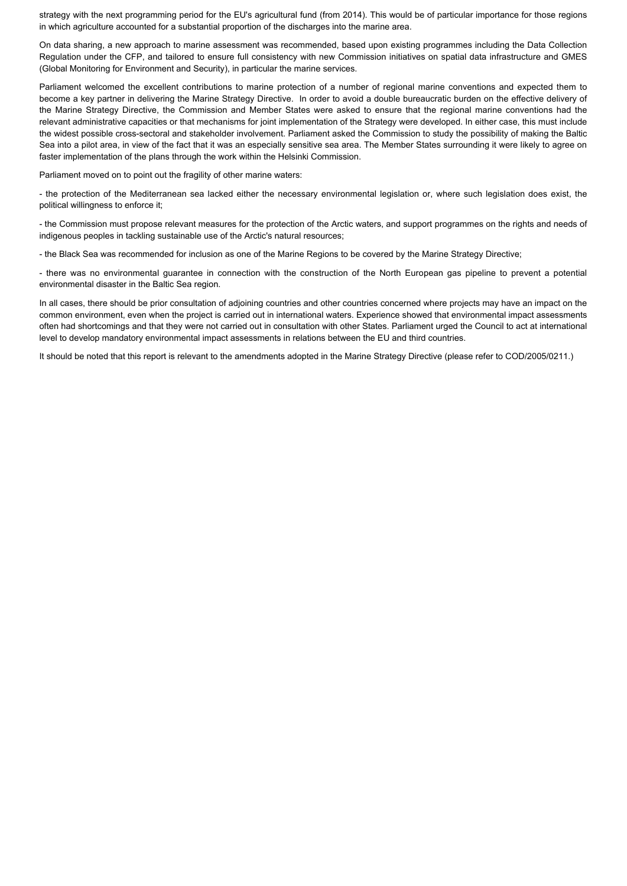strategy with the next programming period for the EU's agricultural fund (from 2014). This would be of particular importance for those regions in which agriculture accounted for a substantial proportion of the discharges into the marine area.

On data sharing, a new approach to marine assessment was recommended, based upon existing programmes including the Data Collection Regulation under the CFP, and tailored to ensure full consistency with new Commission initiatives on spatial data infrastructure and GMES (Global Monitoring for Environment and Security), in particular the marine services.

Parliament welcomed the excellent contributions to marine protection of a number of regional marine conventions and expected them to become a key partner in delivering the Marine Strategy Directive. In order to avoid a double bureaucratic burden on the effective delivery of the Marine Strategy Directive, the Commission and Member States were asked to ensure that the regional marine conventions had the relevant administrative capacities or that mechanisms for joint implementation of the Strategy were developed. In either case, this must include the widest possible cross-sectoral and stakeholder involvement. Parliament asked the Commission to study the possibility of making the Baltic Sea into a pilot area, in view of the fact that it was an especially sensitive sea area. The Member States surrounding it were likely to agree on faster implementation of the plans through the work within the Helsinki Commission.

Parliament moved on to point out the fragility of other marine waters:

- the protection of the Mediterranean sea lacked either the necessary environmental legislation or, where such legislation does exist, the political willingness to enforce it;

- the Commission must propose relevant measures for the protection of the Arctic waters, and support programmes on the rights and needs of indigenous peoples in tackling sustainable use of the Arctic's natural resources;

- the Black Sea was recommended for inclusion as one of the Marine Regions to be covered by the Marine Strategy Directive;

- there was no environmental guarantee in connection with the construction of the North European gas pipeline to prevent a potential environmental disaster in the Baltic Sea region.

In all cases, there should be prior consultation of adjoining countries and other countries concerned where projects may have an impact on the common environment, even when the project is carried out in international waters. Experience showed that environmental impact assessments often had shortcomings and that they were not carried out in consultation with other States. Parliament urged the Council to act at international level to develop mandatory environmental impact assessments in relations between the EU and third countries.

It should be noted that this report is relevant to the amendments adopted in the Marine Strategy Directive (please refer to COD/2005/0211.)